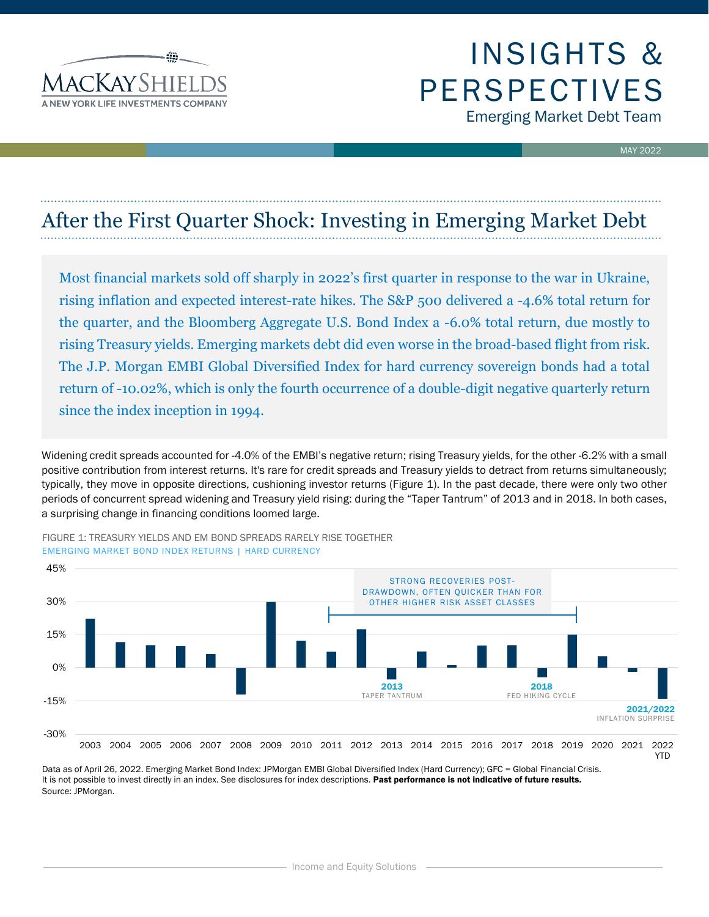# INSIGHTS & PERSPECTIVES

Emerging Market Debt Team

MAY 2022

## After the First Quarter Shock: Investing in Emerging Market Debt

Most financial markets sold off sharply in 2022's first quarter in response to the war in Ukraine, rising inflation and expected interest-rate hikes. The S&P 500 delivered a -4.6% total return for the quarter, and the Bloomberg Aggregate U.S. Bond Index a -6.0% total return, due mostly to rising Treasury yields. Emerging markets debt did even worse in the broad-based flight from risk. The J.P. Morgan EMBI Global Diversified Index for hard currency sovereign bonds had a total return of -10.02%, which is only the fourth occurrence of a double-digit negative quarterly return since the index inception in 1994.

Widening credit spreads accounted for -4.0% of the EMBI's negative return; rising Treasury yields, for the other -6.2% with a small positive contribution from interest returns. It's rare for credit spreads and Treasury yields to detract from returns simultaneously; typically, they move in opposite directions, cushioning investor returns (Figure 1). In the past decade, there were only two other periods of concurrent spread widening and Treasury yield rising: during the "Taper Tantrum" of 2013 and in 2018. In both cases, a surprising change in financing conditions loomed large.

FIGURE 1: TREASURY YIELDS AND EM BOND SPREADS RARELY RISE TOGETHER
EMERGING MARKET BOND INDEX RETURNS | HARD CURRENCY

Chart annotations: STRONG RECOVERIES POST-DRAWDOWN, OFTEN QUICKER THAN FOR OTHER HIGHER RISK ASSET CLASSES (2011–2019); 2013 TAPER TANTRUM; 2018 FED HIKING CYCLE; 2021/2022 INFLATION SURPRISE. Y-axis: -30% to 45%. X-axis: 2003–2022 YTD.

Data as of April 26, 2022. Emerging Market Bond Index: JPMorgan EMBI Global Diversified Index (Hard Currency); GFC = Global Financial Crisis.
It is not possible to invest directly in an index. See disclosures for index descriptions. **Past performance is not indicative of future results.**
Source: JPMorgan.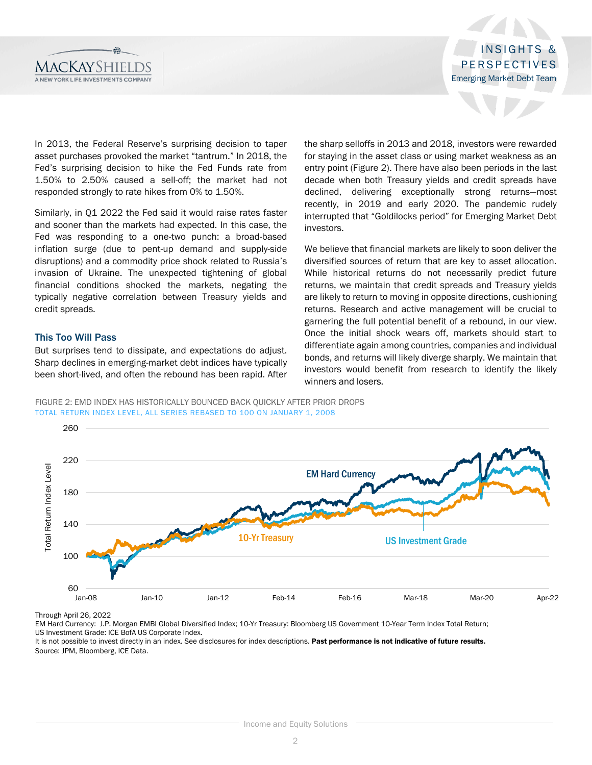In 2013, the Federal Reserve's surprising decision to taper asset purchases provoked the market "tantrum." In 2018, the Fed's surprising decision to hike the Fed Funds rate from 1.50% to 2.50% caused a sell-off; the market had not responded strongly to rate hikes from 0% to 1.50%.

Similarly, in Q1 2022 the Fed said it would raise rates faster and sooner than the markets had expected. In this case, the Fed was responding to a one-two punch: a broad-based inflation surge (due to pent-up demand and supply-side disruptions) and a commodity price shock related to Russia's invasion of Ukraine. The unexpected tightening of global financial conditions shocked the markets, negating the typically negative correlation between Treasury yields and credit spreads.

### This Too Will Pass

But surprises tend to dissipate, and expectations do adjust. Sharp declines in emerging-market debt indices have typically been short-lived, and often the rebound has been rapid. After the sharp selloffs in 2013 and 2018, investors were rewarded for staying in the asset class or using market weakness as an entry point (Figure 2). There have also been periods in the last decade when both Treasury yields and credit spreads have declined, delivering exceptionally strong returns—most recently, in 2019 and early 2020. The pandemic rudely interrupted that "Goldilocks period" for Emerging Market Debt investors.

We believe that financial markets are likely to soon deliver the diversified sources of return that are key to asset allocation. While historical returns do not necessarily predict future returns, we maintain that credit spreads and Treasury yields are likely to return to moving in opposite directions, cushioning returns. Research and active management will be crucial to garnering the full potential benefit of a rebound, in our view. Once the initial shock wears off, markets should start to differentiate again among countries, companies and individual bonds, and returns will likely diverge sharply. We maintain that investors would benefit from research to identify the likely winners and losers.

FIGURE 2: EMD INDEX HAS HISTORICALLY BOUNCED BACK QUICKLY AFTER PRIOR DROPS

TOTAL RETURN INDEX LEVEL, ALL SERIES REBASED TO 100 ON JANUARY 1, 2008

Through April 26, 2022

EM Hard Currency: J.P. Morgan EMBI Global Diversified Index; 10-Yr Treasury: Bloomberg US Government 10-Year Term Index Total Return; US Investment Grade: ICE BofA US Corporate Index.

It is not possible to invest directly in an index. See disclosures for index descriptions. **Past performance is not indicative of future results.**

Source: JPM, Bloomberg, ICE Data.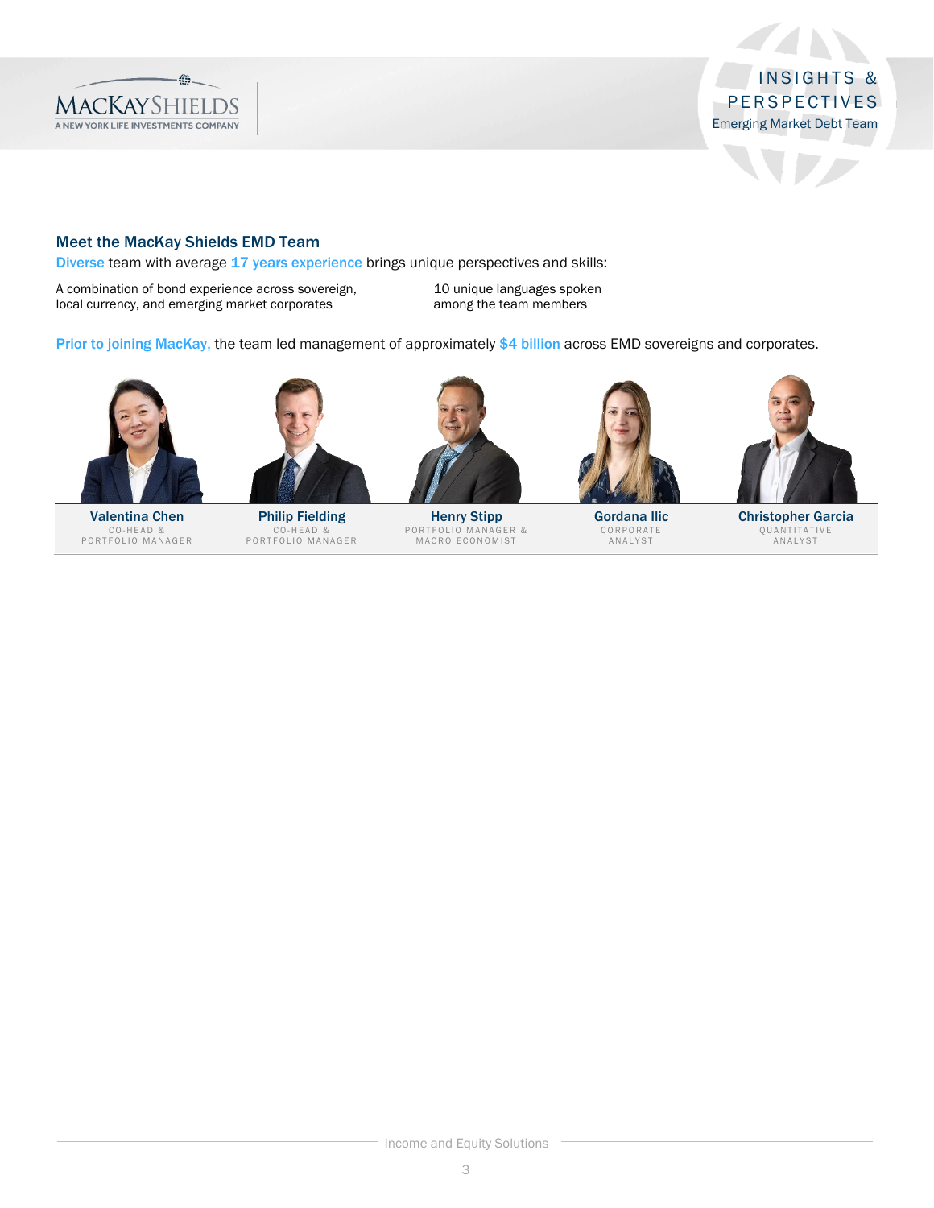## Meet the MacKay Shields EMD Team

Diverse team with average 17 years experience brings unique perspectives and skills:

A combination of bond experience across sovereign, local currency, and emerging market corporates

10 unique languages spoken among the team members

Prior to joining MacKay, the team led management of approximately $4 billion across EMD sovereigns and corporates.

| Valentina Chen | Philip Fielding | Henry Stipp | Gordana Ilic | Christopher Garcia |
|---|---|---|---|---|
| CO-HEAD & PORTFOLIO MANAGER | CO-HEAD & PORTFOLIO MANAGER | PORTFOLIO MANAGER & MACRO ECONOMIST | CORPORATE ANALYST | QUANTITATIVE ANALYST |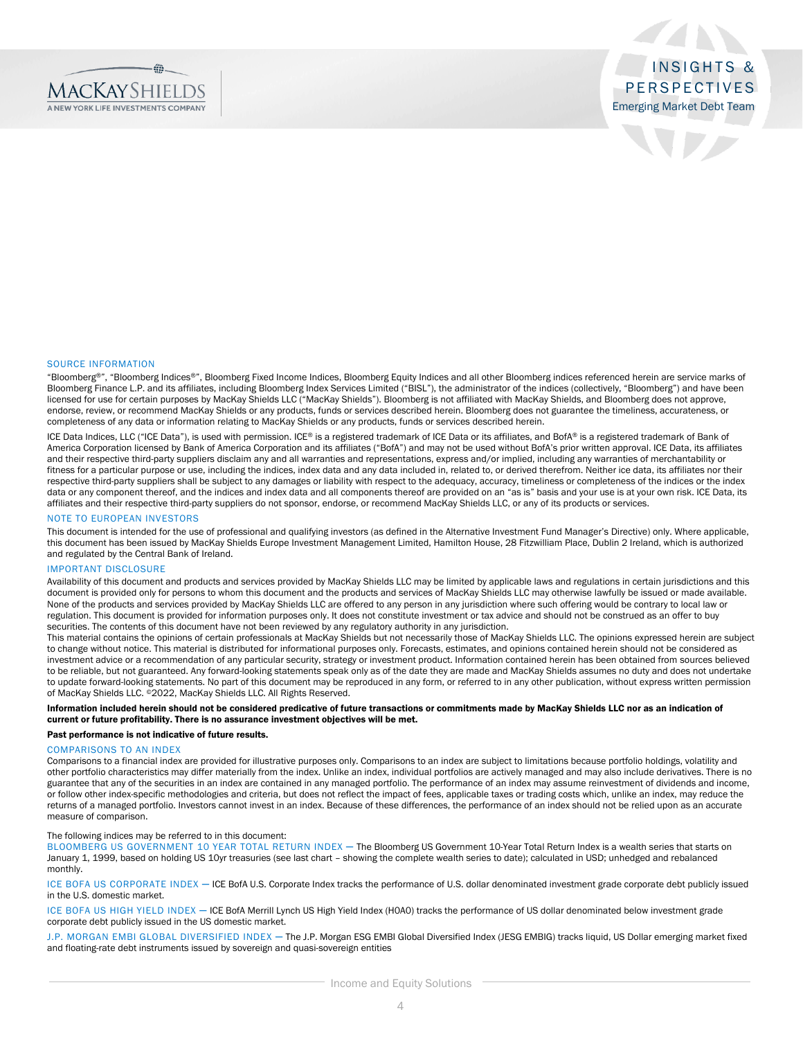## SOURCE INFORMATION

"Bloomberg®", "Bloomberg Indices®", Bloomberg Fixed Income Indices, Bloomberg Equity Indices and all other Bloomberg indices referenced herein are service marks of Bloomberg Finance L.P. and its affiliates, including Bloomberg Index Services Limited ("BISL"), the administrator of the indices (collectively, "Bloomberg") and have been licensed for use for certain purposes by MacKay Shields LLC ("MacKay Shields"). Bloomberg is not affiliated with MacKay Shields, and Bloomberg does not approve, endorse, review, or recommend MacKay Shields or any products, funds or services described herein. Bloomberg does not guarantee the timeliness, accurateness, or completeness of any data or information relating to MacKay Shields or any products, funds or services described herein.

ICE Data Indices, LLC ("ICE Data"), is used with permission. ICE® is a registered trademark of ICE Data or its affiliates, and BofA® is a registered trademark of Bank of America Corporation licensed by Bank of America Corporation and its affiliates ("BofA") and may not be used without BofA's prior written approval. ICE Data, its affiliates and their respective third-party suppliers disclaim any and all warranties and representations, express and/or implied, including any warranties of merchantability or fitness for a particular purpose or use, including the indices, index data and any data included in, related to, or derived therefrom. Neither ice data, its affiliates nor their respective third-party suppliers shall be subject to any damages or liability with respect to the adequacy, accuracy, timeliness or completeness of the indices or the index data or any component thereof, and the indices and index data and all components thereof are provided on an "as is" basis and your use is at your own risk. ICE Data, its affiliates and their respective third-party suppliers do not sponsor, endorse, or recommend MacKay Shields LLC, or any of its products or services.

## NOTE TO EUROPEAN INVESTORS

This document is intended for the use of professional and qualifying investors (as defined in the Alternative Investment Fund Manager's Directive) only. Where applicable, this document has been issued by MacKay Shields Europe Investment Management Limited, Hamilton House, 28 Fitzwilliam Place, Dublin 2 Ireland, which is authorized and regulated by the Central Bank of Ireland.

## IMPORTANT DISCLOSURE

Availability of this document and products and services provided by MacKay Shields LLC may be limited by applicable laws and regulations in certain jurisdictions and this document is provided only for persons to whom this document and the products and services of MacKay Shields LLC may otherwise lawfully be issued or made available. None of the products and services provided by MacKay Shields LLC are offered to any person in any jurisdiction where such offering would be contrary to local law or regulation. This document is provided for information purposes only. It does not constitute investment or tax advice and should not be construed as an offer to buy securities. The contents of this document have not been reviewed by any regulatory authority in any jurisdiction.

This material contains the opinions of certain professionals at MacKay Shields but not necessarily those of MacKay Shields LLC. The opinions expressed herein are subject to change without notice. This material is distributed for informational purposes only. Forecasts, estimates, and opinions contained herein should not be considered as investment advice or a recommendation of any particular security, strategy or investment product. Information contained herein has been obtained from sources believed to be reliable, but not guaranteed. Any forward-looking statements speak only as of the date they are made and MacKay Shields assumes no duty and does not undertake to update forward-looking statements. No part of this document may be reproduced in any form, or referred to in any other publication, without express written permission of MacKay Shields LLC. ©2022, MacKay Shields LLC. All Rights Reserved.

**Information included herein should not be considered predicative of future transactions or commitments made by MacKay Shields LLC nor as an indication of current or future profitability. There is no assurance investment objectives will be met.**

**Past performance is not indicative of future results.**

## COMPARISONS TO AN INDEX

Comparisons to a financial index are provided for illustrative purposes only. Comparisons to an index are subject to limitations because portfolio holdings, volatility and other portfolio characteristics may differ materially from the index. Unlike an index, individual portfolios are actively managed and may also include derivatives. There is no guarantee that any of the securities in an index are contained in any managed portfolio. The performance of an index may assume reinvestment of dividends and income, or follow other index-specific methodologies and criteria, but does not reflect the impact of fees, applicable taxes or trading costs which, unlike an index, may reduce the returns of a managed portfolio. Investors cannot invest in an index. Because of these differences, the performance of an index should not be relied upon as an accurate measure of comparison.

The following indices may be referred to in this document:

BLOOMBERG US GOVERNMENT 10 YEAR TOTAL RETURN INDEX — The Bloomberg US Government 10-Year Total Return Index is a wealth series that starts on January 1, 1999, based on holding US 10yr treasuries (see last chart – showing the complete wealth series to date); calculated in USD; unhedged and rebalanced monthly.

ICE BOFA US CORPORATE INDEX — ICE BofA U.S. Corporate Index tracks the performance of U.S. dollar denominated investment grade corporate debt publicly issued in the U.S. domestic market.

ICE BOFA US HIGH YIELD INDEX — ICE BofA Merrill Lynch US High Yield Index (H0A0) tracks the performance of US dollar denominated below investment grade corporate debt publicly issued in the US domestic market.

J.P. MORGAN EMBI GLOBAL DIVERSIFIED INDEX — The J.P. Morgan ESG EMBI Global Diversified Index (JESG EMBIG) tracks liquid, US Dollar emerging market fixed and floating-rate debt instruments issued by sovereign and quasi-sovereign entities